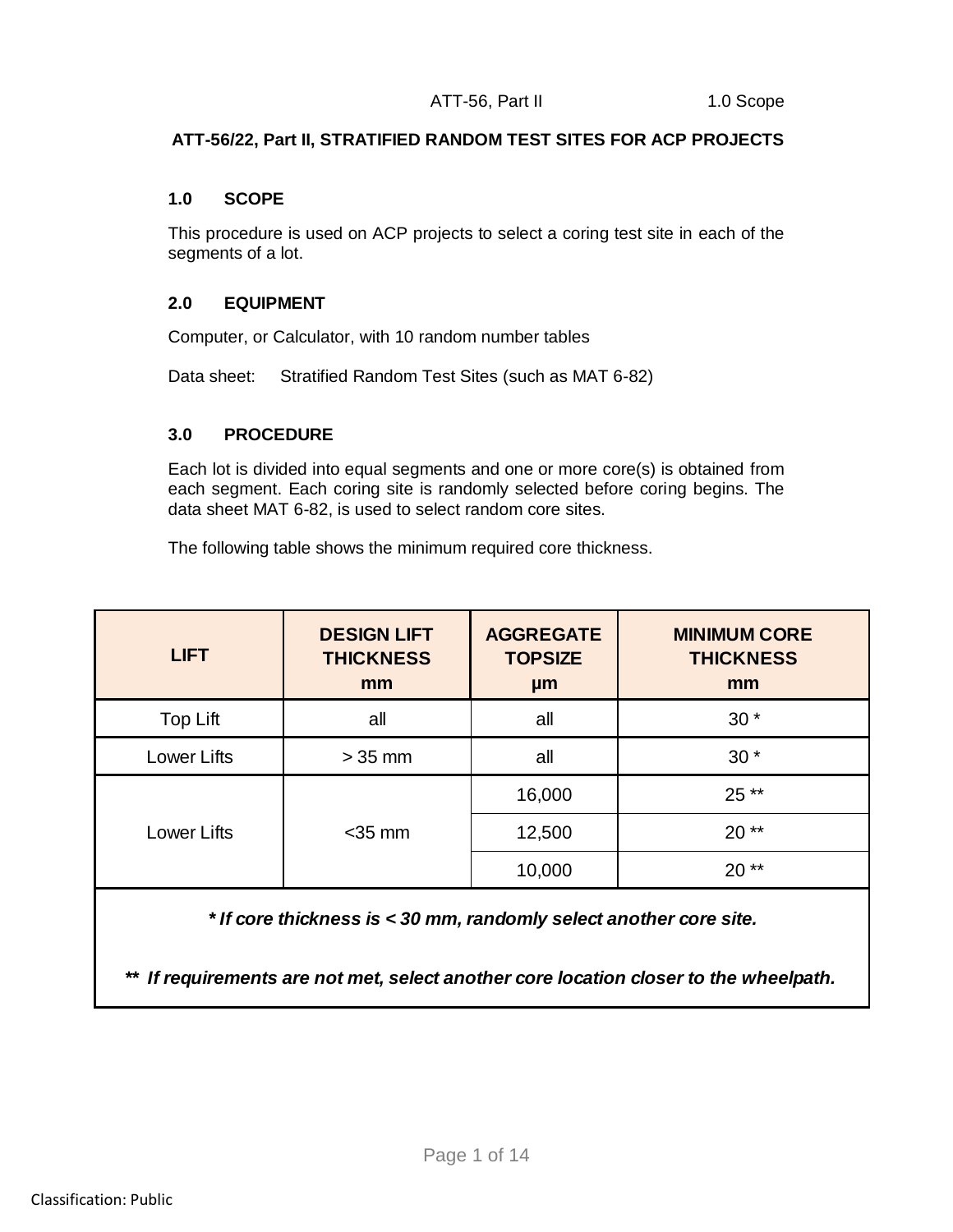# ATT-56/22, Part II, STRATIFIED RANDOM TEST SITES FOR ACP PROJECTS

## 1.0 SCOPE

This procedure is used on ACP projects to select a coring test site in each of the segments of a lot.

## 2.0 EQUIPMENT

Computer, or Calculator, with 10 random number tables

Data sheet: Stratified Random Test Sites (such as MAT 6-82)

## 3.0 PROCEDURE

Each lot is divided into equal segments and one or more core(s) is obtained from each segment. Each coring site is randomly selected before coring begins. The data sheet MAT 6-82, is used to select random core sites.

The following table shows the minimum required core thickness.

| LIFT | DESIGN LIFT THICKNESS mm | AGGREGATE TOPSIZE µm | MINIMUM CORE THICKNESS mm |
|---|---|---|---|
| Top Lift | all | all | 30 * |
| Lower Lifts | > 35 mm | all | 30 * |
| Lower Lifts | <35 mm | 16,000 | 25 ** |
| | | 12,500 | 20 ** |
| | | 10,000 | 20 ** |

***\* If core thickness is < 30 mm, randomly select another core site.***

***\*\* If requirements are not met, select another core location closer to the wheelpath.***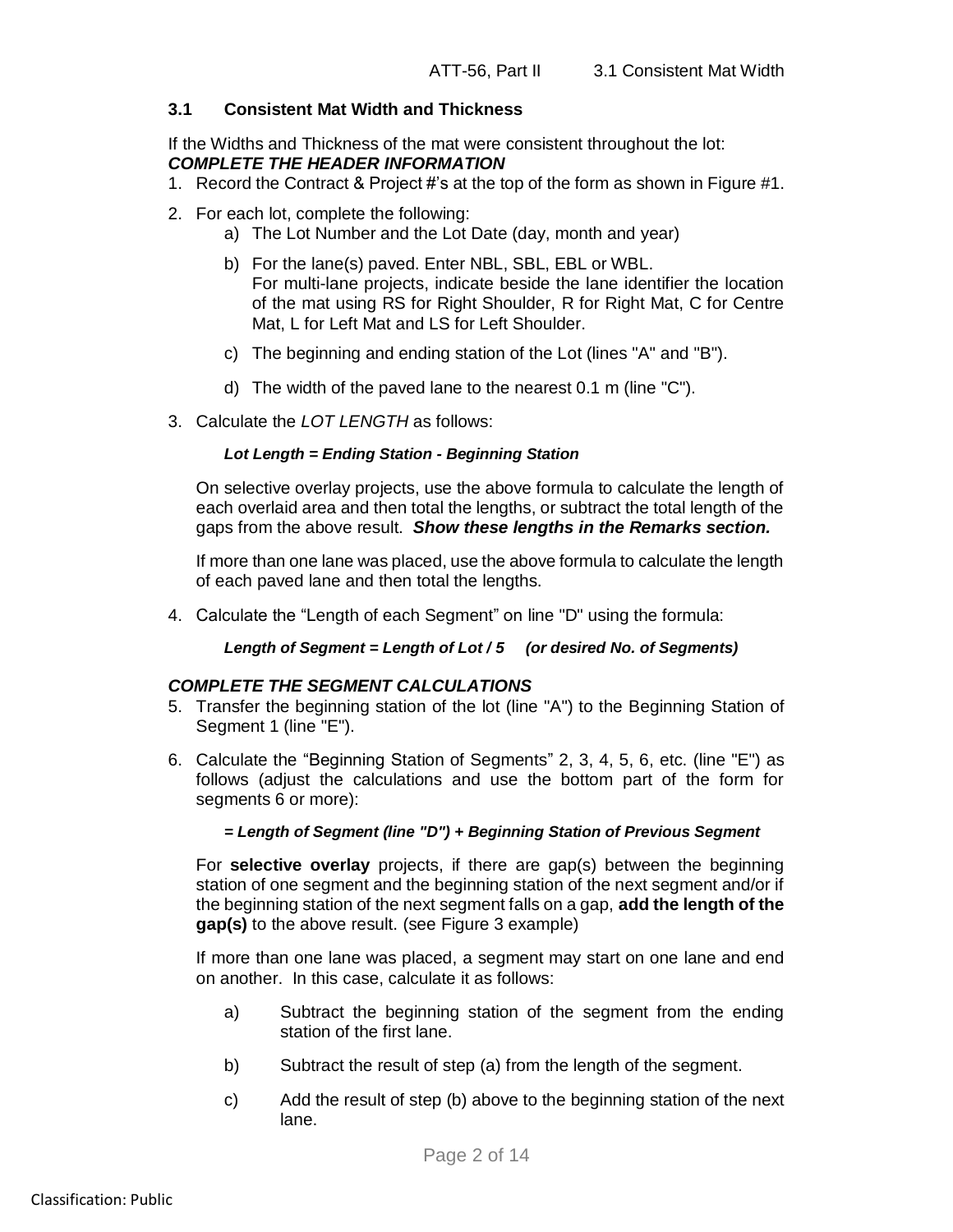### 3.1 Consistent Mat Width and Thickness

If the Widths and Thickness of the mat were consistent throughout the lot:

***COMPLETE THE HEADER INFORMATION***

1. Record the Contract & Project #'s at the top of the form as shown in Figure #1.
2. For each lot, complete the following:
   a) The Lot Number and the Lot Date (day, month and year)
   b) For the lane(s) paved. Enter NBL, SBL, EBL or WBL. For multi-lane projects, indicate beside the lane identifier the location of the mat using RS for Right Shoulder, R for Right Mat, C for Centre Mat, L for Left Mat and LS for Left Shoulder.
   c) The beginning and ending station of the Lot (lines "A" and "B").
   d) The width of the paved lane to the nearest 0.1 m (line "C").
3. Calculate the *LOT LENGTH* as follows:

   ***Lot Length = Ending Station - Beginning Station***

   On selective overlay projects, use the above formula to calculate the length of each overlaid area and then total the lengths, or subtract the total length of the gaps from the above result. ***Show these lengths in the Remarks section.***

   If more than one lane was placed, use the above formula to calculate the length of each paved lane and then total the lengths.

4. Calculate the "Length of each Segment" on line "D" using the formula:

   ***Length of Segment = Length of Lot / 5 (or desired No. of Segments)***

***COMPLETE THE SEGMENT CALCULATIONS***

5. Transfer the beginning station of the lot (line "A") to the Beginning Station of Segment 1 (line "E").
6. Calculate the "Beginning Station of Segments" 2, 3, 4, 5, 6, etc. (line "E") as follows (adjust the calculations and use the bottom part of the form for segments 6 or more):

   ***= Length of Segment (line "D") + Beginning Station of Previous Segment***

   For **selective overlay** projects, if there are gap(s) between the beginning station of one segment and the beginning station of the next segment and/or if the beginning station of the next segment falls on a gap, **add the length of the gap(s)** to the above result. (see Figure 3 example)

   If more than one lane was placed, a segment may start on one lane and end on another. In this case, calculate it as follows:

   a) Subtract the beginning station of the segment from the ending station of the first lane.
   b) Subtract the result of step (a) from the length of the segment.
   c) Add the result of step (b) above to the beginning station of the next lane.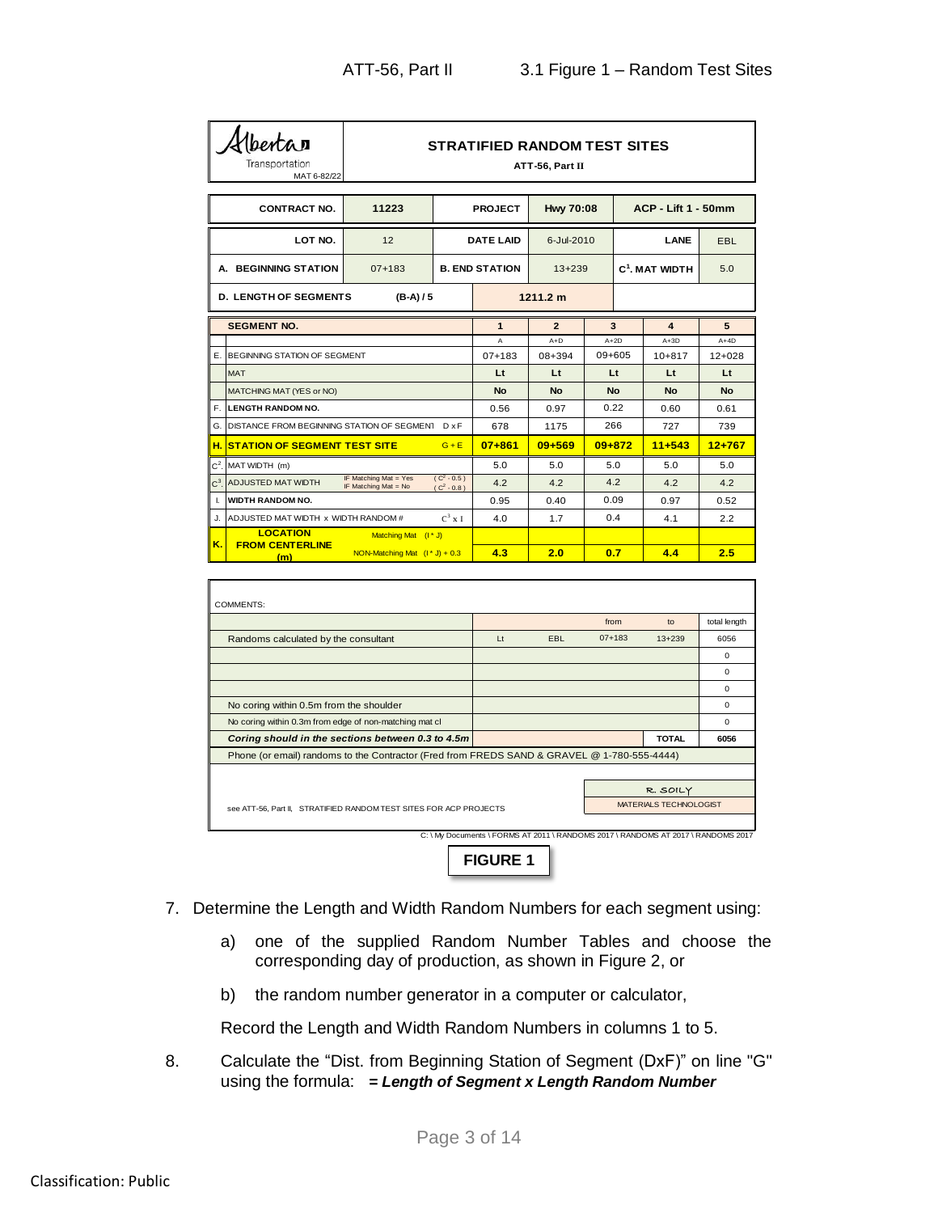ATT-56, Part II 3.1 Figure 1 – Random Test Sites

Alberta Transportation
MAT 6-82/22

**STRATIFIED RANDOM TEST SITES**
**ATT-56, Part II**

| CONTRACT NO. | 11223 | PROJECT | Hwy 70:08 | ACP - Lift 1 - 50mm | |
|---|---|---|---|---|---|
| LOT NO. | 12 | DATE LAID | 6-Jul-2010 | LANE | EBL |
| A. BEGINNING STATION | 07+183 | B. END STATION | 13+239 | $C^1$. MAT WIDTH | 5.0 |
| D. LENGTH OF SEGMENTS (B-A) / 5 | | 1211.2 m | | | |

| | SEGMENT NO. | | 1 | 2 | 3 | 4 | 5 |
|---|---|---|---|---|---|---|---|
| | | | A | A+D | A+2D | A+3D | A+4D |
| E. | BEGINNING STATION OF SEGMENT | | 07+183 | 08+394 | 09+605 | 10+817 | 12+028 |
| | MAT | | Lt | Lt | Lt | Lt | Lt |
| | MATCHING MAT (YES or NO) | | No | No | No | No | No |
| F. | LENGTH RANDOM NO. | | 0.56 | 0.97 | 0.22 | 0.60 | 0.61 |
| G. | DISTANCE FROM BEGINNING STATION OF SEGMENT | D x F | 678 | 1175 | 266 | 727 | 739 |
| **H.** | **STATION OF SEGMENT TEST SITE** | G + E | **07+861** | **09+569** | **09+872** | **11+543** | **12+767** |
| $C^2$. | MAT WIDTH (m) | | 5.0 | 5.0 | 5.0 | 5.0 | 5.0 |
| $C^3$. | ADJUSTED MAT WIDTH | IF Matching Mat = Yes ($C^2$ - 0.5); IF Matching Mat = No ($C^2$ - 0.8) | 4.2 | 4.2 | 4.2 | 4.2 | 4.2 |
| I. | WIDTH RANDOM NO. | | 0.95 | 0.40 | 0.09 | 0.97 | 0.52 |
| J. | ADJUSTED MAT WIDTH x WIDTH RANDOM # | $C^3$ x I | 4.0 | 1.7 | 0.4 | 4.1 | 2.2 |
| **K.** | **LOCATION FROM CENTERLINE (m)** | Matching Mat (I * J); NON-Matching Mat (I * J) + 0.3 | **4.3** | **2.0** | **0.7** | **4.4** | **2.5** |

COMMENTS:

| | | | from | to | total length |
|---|---|---|---|---|---|
| Randoms calculated by the consultant | Lt | EBL | 07+183 | 13+239 | 6056 |
| | | | | | 0 |
| | | | | | 0 |
| | | | | | 0 |
| No coring within 0.5m from the shoulder | | | | | 0 |
| No coring within 0.3m from edge of non-matching mat cl | | | | | 0 |
| ***Coring should in the sections between 0.3 to 4.5m*** | | | | **TOTAL** | **6056** |

Phone (or email) randoms to the Contractor (Fred from FREDS SAND & GRAVEL @ 1-780-555-4444)

R. SOILY
MATERIALS TECHNOLOGIST

see ATT-56, Part II, STRATIFIED RANDOM TEST SITES FOR ACP PROJECTS

C: \ My Documents \ FORMS AT 2011 \ RANDOMS 2017 \ RANDOMS AT 2017 \ RANDOMS 2017

**FIGURE 1**

7. Determine the Length and Width Random Numbers for each segment using:

   a) one of the supplied Random Number Tables and choose the corresponding day of production, as shown in Figure 2, or

   b) the random number generator in a computer or calculator,

   Record the Length and Width Random Numbers in columns 1 to 5.

8. Calculate the "Dist. from Beginning Station of Segment (DxF)" on line "G" using the formula: ***= Length of Segment x Length Random Number***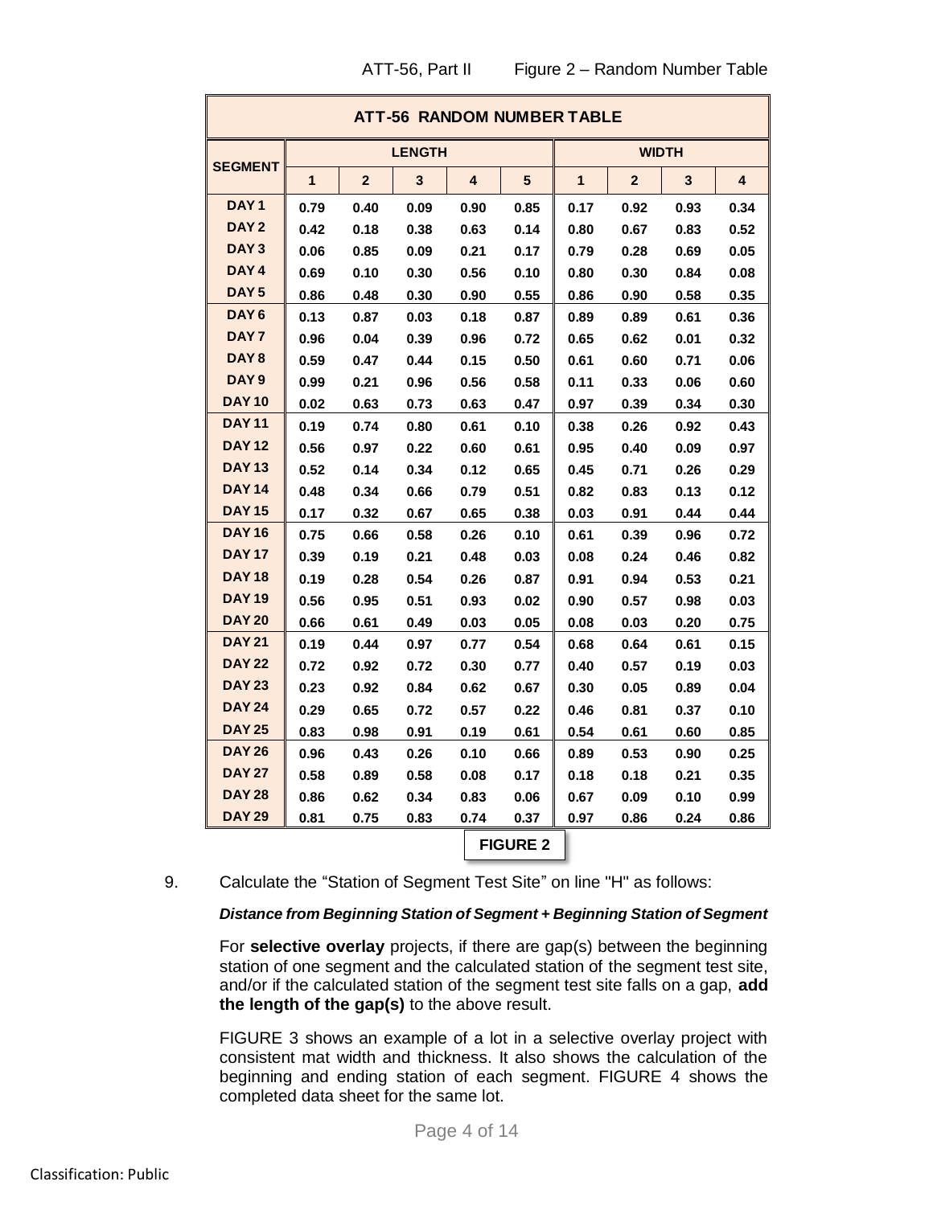**ATT-56 RANDOM NUMBER TABLE**

| SEGMENT | LENGTH | | | | | WIDTH | | | |
|---|---|---|---|---|---|---|---|---|---|
| | 1 | 2 | 3 | 4 | 5 | 1 | 2 | 3 | 4 |
| DAY 1 | 0.79 | 0.40 | 0.09 | 0.90 | 0.85 | 0.17 | 0.92 | 0.93 | 0.34 |
| DAY 2 | 0.42 | 0.18 | 0.38 | 0.63 | 0.14 | 0.80 | 0.67 | 0.83 | 0.52 |
| DAY 3 | 0.06 | 0.85 | 0.09 | 0.21 | 0.17 | 0.79 | 0.28 | 0.69 | 0.05 |
| DAY 4 | 0.69 | 0.10 | 0.30 | 0.56 | 0.10 | 0.80 | 0.30 | 0.84 | 0.08 |
| DAY 5 | 0.86 | 0.48 | 0.30 | 0.90 | 0.55 | 0.86 | 0.90 | 0.58 | 0.35 |
| DAY 6 | 0.13 | 0.87 | 0.03 | 0.18 | 0.87 | 0.89 | 0.89 | 0.61 | 0.36 |
| DAY 7 | 0.96 | 0.04 | 0.39 | 0.96 | 0.72 | 0.65 | 0.62 | 0.01 | 0.32 |
| DAY 8 | 0.59 | 0.47 | 0.44 | 0.15 | 0.50 | 0.61 | 0.60 | 0.71 | 0.06 |
| DAY 9 | 0.99 | 0.21 | 0.96 | 0.56 | 0.58 | 0.11 | 0.33 | 0.06 | 0.60 |
| DAY 10 | 0.02 | 0.63 | 0.73 | 0.63 | 0.47 | 0.97 | 0.39 | 0.34 | 0.30 |
| DAY 11 | 0.19 | 0.74 | 0.80 | 0.61 | 0.10 | 0.38 | 0.26 | 0.92 | 0.43 |
| DAY 12 | 0.56 | 0.97 | 0.22 | 0.60 | 0.61 | 0.95 | 0.40 | 0.09 | 0.97 |
| DAY 13 | 0.52 | 0.14 | 0.34 | 0.12 | 0.65 | 0.45 | 0.71 | 0.26 | 0.29 |
| DAY 14 | 0.48 | 0.34 | 0.66 | 0.79 | 0.51 | 0.82 | 0.83 | 0.13 | 0.12 |
| DAY 15 | 0.17 | 0.32 | 0.67 | 0.65 | 0.38 | 0.03 | 0.91 | 0.44 | 0.44 |
| DAY 16 | 0.75 | 0.66 | 0.58 | 0.26 | 0.10 | 0.61 | 0.39 | 0.96 | 0.72 |
| DAY 17 | 0.39 | 0.19 | 0.21 | 0.48 | 0.03 | 0.08 | 0.24 | 0.46 | 0.82 |
| DAY 18 | 0.19 | 0.28 | 0.54 | 0.26 | 0.87 | 0.91 | 0.94 | 0.53 | 0.21 |
| DAY 19 | 0.56 | 0.95 | 0.51 | 0.93 | 0.02 | 0.90 | 0.57 | 0.98 | 0.03 |
| DAY 20 | 0.66 | 0.61 | 0.49 | 0.03 | 0.05 | 0.08 | 0.03 | 0.20 | 0.75 |
| DAY 21 | 0.19 | 0.44 | 0.97 | 0.77 | 0.54 | 0.68 | 0.64 | 0.61 | 0.15 |
| DAY 22 | 0.72 | 0.92 | 0.72 | 0.30 | 0.77 | 0.40 | 0.57 | 0.19 | 0.03 |
| DAY 23 | 0.23 | 0.92 | 0.84 | 0.62 | 0.67 | 0.30 | 0.05 | 0.89 | 0.04 |
| DAY 24 | 0.29 | 0.65 | 0.72 | 0.57 | 0.22 | 0.46 | 0.81 | 0.37 | 0.10 |
| DAY 25 | 0.83 | 0.98 | 0.91 | 0.19 | 0.61 | 0.54 | 0.61 | 0.60 | 0.85 |
| DAY 26 | 0.96 | 0.43 | 0.26 | 0.10 | 0.66 | 0.89 | 0.53 | 0.90 | 0.25 |
| DAY 27 | 0.58 | 0.89 | 0.58 | 0.08 | 0.17 | 0.18 | 0.18 | 0.21 | 0.35 |
| DAY 28 | 0.86 | 0.62 | 0.34 | 0.83 | 0.06 | 0.67 | 0.09 | 0.10 | 0.99 |
| DAY 29 | 0.81 | 0.75 | 0.83 | 0.74 | 0.37 | 0.97 | 0.86 | 0.24 | 0.86 |

**FIGURE 2**

9. Calculate the "Station of Segment Test Site" on line "H" as follows:

   ***Distance from Beginning Station of Segment + Beginning Station of Segment***

   For **selective overlay** projects, if there are gap(s) between the beginning station of one segment and the calculated station of the segment test site, and/or if the calculated station of the segment test site falls on a gap, **add the length of the gap(s)** to the above result.

   FIGURE 3 shows an example of a lot in a selective overlay project with consistent mat width and thickness. It also shows the calculation of the beginning and ending station of each segment. FIGURE 4 shows the completed data sheet for the same lot.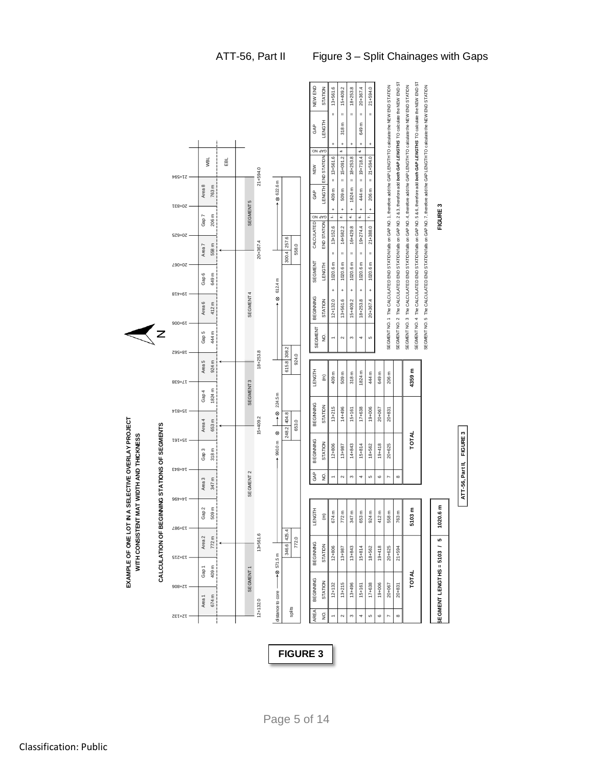ATT-56, Part II Figure 3 – Split Chainages with Gaps

# EXAMPLE OF ONE LOT IN A SELECTIVE OVERLAY PROJECT WITH CONSISTENT MAT WIDTH AND THICKNESS

## CALCULATION OF BEGINNING STATIONS OF SEGMENTS

Stations: 12+132, 12+806, 13+215, 13+987, 14+496, 14+843, 15+161, 15+814, 17+638, 18+562, 19+006, 19+418, 20+067, 20+625, 20+831, 21+594

| Area 1 | Gap 1 | Area 2 | Gap 2 | Area 3 | Gap 3 | Area 4 | Gap 4 | Area 5 | Gap 5 | Area 6 | Gap 6 | Area 7 | Gap 7 | Area 8 |
|---|---|---|---|---|---|---|---|---|---|---|---|---|---|---|
| 674 m | 409 m | 772 m | 509 m | 347 m | 318 m | 653 m | 1824 m | 924 m | 444 m | 412 m | 649 m | 558 m | 206 m | 763 m |

WBL

EBL

SEGMENT 1 (12+132.0 to 13+561.6), SEGMENT 2 (13+561.6 to 15+409.2), SEGMENT 3 (15+409.2 to 18+253.8), SEGMENT 4 (18+253.8 to 20+367.4), SEGMENT 5 (20+367.4 to 21+594.0)

distance to core: ⊗ 571.5 m; ⊗ 990.0 m; ⊗ 224.5 m; ⊗ 612.4 m; ⊗ 622.6 m

splits: 346.6 / 425.4 (772.0); 248.2 / 404.8 (653.0); 615.8 / 308.2 (924.0); 300.4 / 257.6 (558.0)

| AREA NO. | BEGINNING STATION | LENGTH (m) |
|---|---|---|
| 1 | 12+132 | 674 m |
| 2 | 13+215 | 772 m |
| 3 | 13+496 | 347 m |
| 4 | 15+161 | 653 m |
| 5 | 17+638 | 924 m |
| 6 | 19+006 | 412 m |
| 7 | 20+067 | 558 m |
| 8 | 20+831 | 763 m |
| TOTAL | | 5103 m |

| SEGMENT LENGTHS = 5103 / 5 | 1020.6 m |
|---|---|

| GAP NO. | BEGINNING STATION | BEGINNING STATION | LENGTH (m) |
|---|---|---|---|
| 1 | 12+806 | 13+215 | 409 m |
| 2 | 13+987 | 14+496 | 509 m |
| 3 | 14+843 | 15+161 | 318 m |
| 4 | 15+814 | 17+638 | 1824 m |
| 5 | 18+562 | 19+006 | 444 m |
| 6 | 19+418 | 20+067 | 649 m |
| 7 | 20+625 | 20+831 | 206 m |
| 8 | | | |
| TOTAL | | | 4359 m |

| SEGMENT NO. | BEGINNING STATION | | SEGMENT LENGTH | | CALCULATED END STATION | GAP NO | | GAP LENGTH | | NEW END STATION | GAP NO | | GAP LENGTH | | NEW END STATION |
|---|---|---|---|---|---|---|---|---|---|---|---|---|---|---|---|
| 1 | 12+132.0 | + | 1020.6 m | = | 13+152.6 | 1. | + | 409 m | = | 13+561.6 | | + | | = | 13+561.6 |
| 2 | 13+561.6 | + | 1020.6 m | = | 14+582.2 | 2. | + | 509 m | = | 15+091.2 | 3 | + | 318 m | = | 15+409.2 |
| 3 | 15+409.2 | + | 1020.6 m | = | 16+429.8 | 4 | + | 1824 m | = | 18+253.8 | | + | | = | 18+253.8 |
| 4 | 18+253.8 | + | 1020.6 m | = | 19+274.4 | 5. | + | 444 m | = | 19+718.4 | 6 | + | 649 m | = | 20+367.4 |
| 5 | 20+367.4 | + | 1020.6 m | = | 21+388.0 | 7. | + | 206 m | = | 21+594.0 | | + | | = | 21+594.0 |

SEGMENT NO. 1 The CALCULATED END STATION falls on GAP NO. 1, therefore add the GAP LENGTH TO calculate the NEW END STATION

SEGMENT NO. 2 The CALCULATED END STATION falls on GAP NO. 2 & 3, therefore add ***both GAP LENGTHS*** TO calculate the NEW END ST

SEGMENT NO. 3 The CALCULATED END STATION falls on GAP NO. 4, therefore add the GAP LENGTH TO calculate the NEW END STATION

SEGMENT NO. 4 The CALCULATED END STATION falls on GAP NO. 5 & 6, therefore add ***both GAP LENGTHS*** TO calculate the NEW END ST

SEGMENT NO. 5 The CALCULATED END STATION falls on GAP NO. 7, therefore add the GAP LENGTH TO calculate the NEW END STATION

**FIGURE 3**

ATT-56, Part II, FIGURE 3

**FIGURE 3**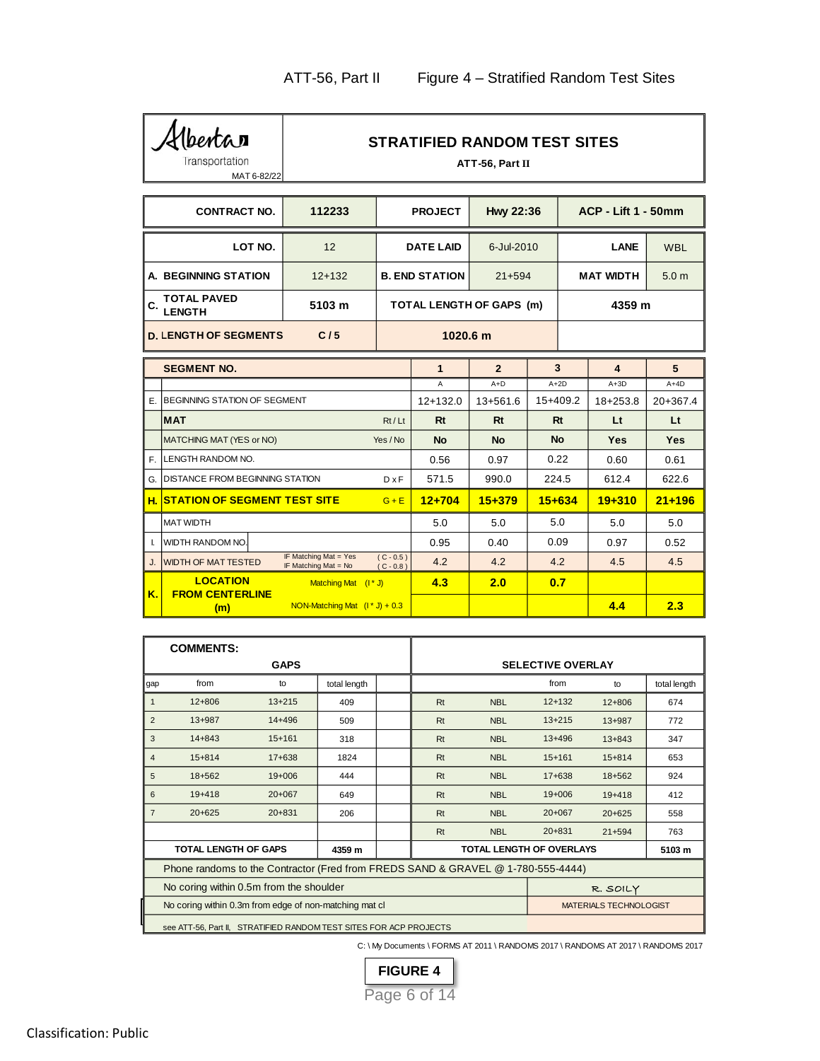ATT-56, Part II Figure 4 – Stratified Random Test Sites

Alberta Transportation
MAT 6-82/22

## STRATIFIED RANDOM TEST SITES

**ATT-56, Part II**

| | | | | | |
|---|---|---|---|---|---|
| **CONTRACT NO.** | **112233** | **PROJECT** | **Hwy 22:36** | **ACP - Lift 1 - 50mm** | |
| **LOT NO.** | 12 | **DATE LAID** | 6-Jul-2010 | **LANE** | WBL |
| **A. BEGINNING STATION** | 12+132 | **B. END STATION** | 21+594 | **MAT WIDTH** | 5.0 m |
| **C. TOTAL PAVED LENGTH** | **5103 m** | **TOTAL LENGTH OF GAPS (m)** | | **4359 m** | |
| **D. LENGTH OF SEGMENTS** | **C / 5** | **1020.6 m** | | | |

| | **SEGMENT NO.** | | **1** | **2** | **3** | **4** | **5** |
|---|---|---|---|---|---|---|---|
| | | | A | A+D | A+2D | A+3D | A+4D |
| E. | BEGINNING STATION OF SEGMENT | | 12+132.0 | 13+561.6 | 15+409.2 | 18+253.8 | 20+367.4 |
| | **MAT** | Rt / Lt | **Rt** | **Rt** | **Rt** | **Lt** | **Lt** |
| | MATCHING MAT (YES or NO) | Yes / No | **No** | **No** | **No** | **Yes** | **Yes** |
| F. | LENGTH RANDOM NO. | | 0.56 | 0.97 | 0.22 | 0.60 | 0.61 |
| G. | DISTANCE FROM BEGINNING STATION | D x F | 571.5 | 990.0 | 224.5 | 612.4 | 622.6 |
| **H.** | **STATION OF SEGMENT TEST SITE** | G + E | **12+704** | **15+379** | **15+634** | **19+310** | **21+196** |
| | MAT WIDTH | | 5.0 | 5.0 | 5.0 | 5.0 | 5.0 |
| I. | WIDTH RANDOM NO. | | 0.95 | 0.40 | 0.09 | 0.97 | 0.52 |
| J. | WIDTH OF MAT TESTED | IF Matching Mat = Yes (C - 0.5); IF Matching Mat = No (C - 0.8) | 4.2 | 4.2 | 4.2 | 4.5 | 4.5 |
| **K.** | **LOCATION FROM CENTERLINE (m)** | Matching Mat (I * J) | **4.3** | **2.0** | **0.7** | | |
| | | NON-Matching Mat (I * J) + 0.3 | | | | **4.4** | **2.3** |

**COMMENTS:**

| GAPS | | | | | SELECTIVE OVERLAY | | | | |
|---|---|---|---|---|---|---|---|---|---|
| gap | from | to | total length | | | | from | to | total length |
| 1 | 12+806 | 13+215 | 409 | | Rt | NBL | 12+132 | 12+806 | 674 |
| 2 | 13+987 | 14+496 | 509 | | Rt | NBL | 13+215 | 13+987 | 772 |
| 3 | 14+843 | 15+161 | 318 | | Rt | NBL | 13+496 | 13+843 | 347 |
| 4 | 15+814 | 17+638 | 1824 | | Rt | NBL | 15+161 | 15+814 | 653 |
| 5 | 18+562 | 19+006 | 444 | | Rt | NBL | 17+638 | 18+562 | 924 |
| 6 | 19+418 | 20+067 | 649 | | Rt | NBL | 19+006 | 19+418 | 412 |
| 7 | 20+625 | 20+831 | 206 | | Rt | NBL | 20+067 | 20+625 | 558 |
| | | | | | Rt | NBL | 20+831 | 21+594 | 763 |
| **TOTAL LENGTH OF GAPS** | | | **4359 m** | | **TOTAL LENGTH OF OVERLAYS** | | | | **5103 m** |

Phone randoms to the Contractor (Fred from FREDS SAND & GRAVEL @ 1-780-555-4444)

No coring within 0.5m from the shoulder — R. SOILY

No coring within 0.3m from edge of non-matching mat cl — MATERIALS TECHNOLOGIST

see ATT-56, Part II, STRATIFIED RANDOM TEST SITES FOR ACP PROJECTS

C: \ My Documents \ FORMS AT 2011 \ RANDOMS 2017 \ RANDOMS AT 2017 \ RANDOMS 2017

**FIGURE 4**

Classification: Public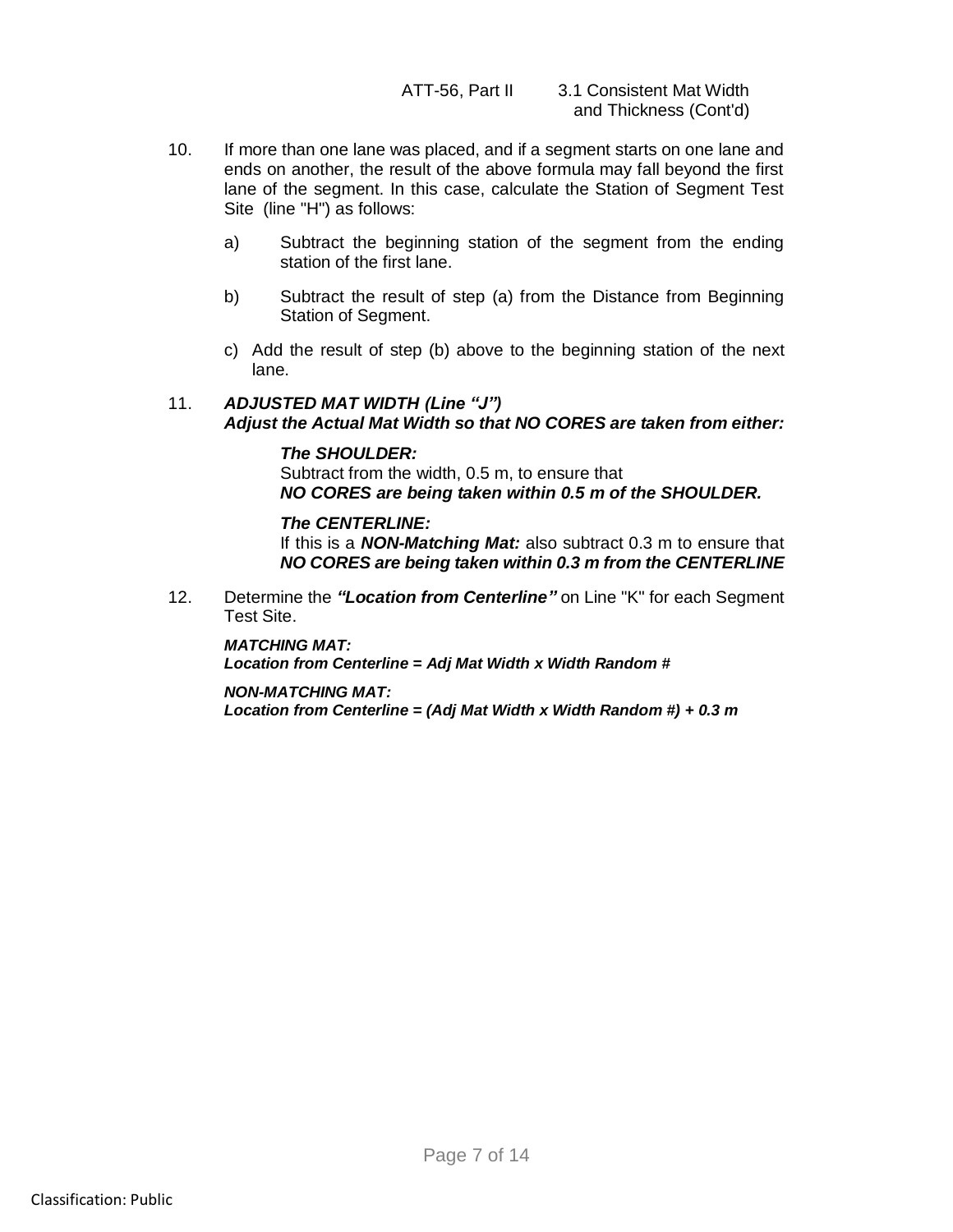10. If more than one lane was placed, and if a segment starts on one lane and ends on another, the result of the above formula may fall beyond the first lane of the segment. In this case, calculate the Station of Segment Test Site (line "H") as follows:

    a) Subtract the beginning station of the segment from the ending station of the first lane.

    b) Subtract the result of step (a) from the Distance from Beginning Station of Segment.

    c) Add the result of step (b) above to the beginning station of the next lane.

11. ***ADJUSTED MAT WIDTH (Line "J")***
    ***Adjust the Actual Mat Width so that NO CORES are taken from either:***

    ***The SHOULDER:***
    Subtract from the width, 0.5 m, to ensure that
    ***NO CORES are being taken within 0.5 m of the SHOULDER.***

    ***The CENTERLINE:***
    If this is a ***NON-Matching Mat:*** also subtract 0.3 m to ensure that ***NO CORES are being taken within 0.3 m from the CENTERLINE***

12. Determine the ***"Location from Centerline"*** on Line "K" for each Segment Test Site.

    ***MATCHING MAT:***
    ***Location from Centerline = Adj Mat Width x Width Random #***

    ***NON-MATCHING MAT:***
    ***Location from Centerline = (Adj Mat Width x Width Random #) + 0.3 m***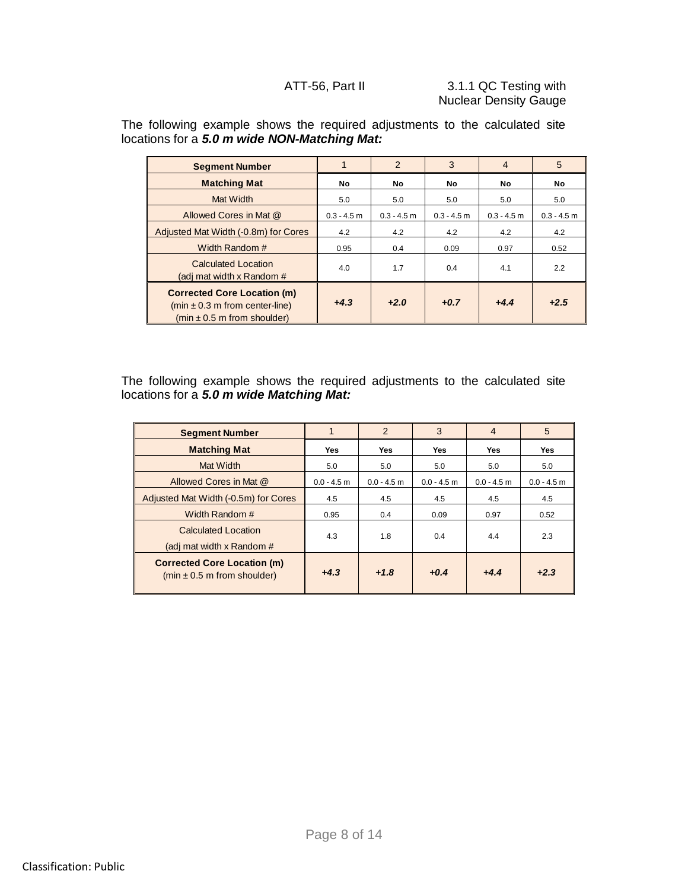The following example shows the required adjustments to the calculated site locations for a ***5.0 m wide NON-Matching Mat:***

| **Segment Number** | 1 | 2 | 3 | 4 | 5 |
|---|---|---|---|---|---|
| **Matching Mat** | **No** | **No** | **No** | **No** | **No** |
| Mat Width | 5.0 | 5.0 | 5.0 | 5.0 | 5.0 |
| Allowed Cores in Mat @ | 0.3 - 4.5 m | 0.3 - 4.5 m | 0.3 - 4.5 m | 0.3 - 4.5 m | 0.3 - 4.5 m |
| Adjusted Mat Width (-0.8m) for Cores | 4.2 | 4.2 | 4.2 | 4.2 | 4.2 |
| Width Random # | 0.95 | 0.4 | 0.09 | 0.97 | 0.52 |
| Calculated Location (adj mat width x Random # | 4.0 | 1.7 | 0.4 | 4.1 | 2.2 |
| **Corrected Core Location (m)** (min ± 0.3 m from center-line) (min ± 0.5 m from shoulder) | ***+4.3*** | ***+2.0*** | ***+0.7*** | ***+4.4*** | ***+2.5*** |

The following example shows the required adjustments to the calculated site locations for a ***5.0 m wide Matching Mat:***

| **Segment Number** | 1 | 2 | 3 | 4 | 5 |
|---|---|---|---|---|---|
| **Matching Mat** | **Yes** | **Yes** | **Yes** | **Yes** | **Yes** |
| Mat Width | 5.0 | 5.0 | 5.0 | 5.0 | 5.0 |
| Allowed Cores in Mat @ | 0.0 - 4.5 m | 0.0 - 4.5 m | 0.0 - 4.5 m | 0.0 - 4.5 m | 0.0 - 4.5 m |
| Adjusted Mat Width (-0.5m) for Cores | 4.5 | 4.5 | 4.5 | 4.5 | 4.5 |
| Width Random # | 0.95 | 0.4 | 0.09 | 0.97 | 0.52 |
| Calculated Location (adj mat width x Random # | 4.3 | 1.8 | 0.4 | 4.4 | 2.3 |
| **Corrected Core Location (m)** (min ± 0.5 m from shoulder) | ***+4.3*** | ***+1.8*** | ***+0.4*** | ***+4.4*** | ***+2.3*** |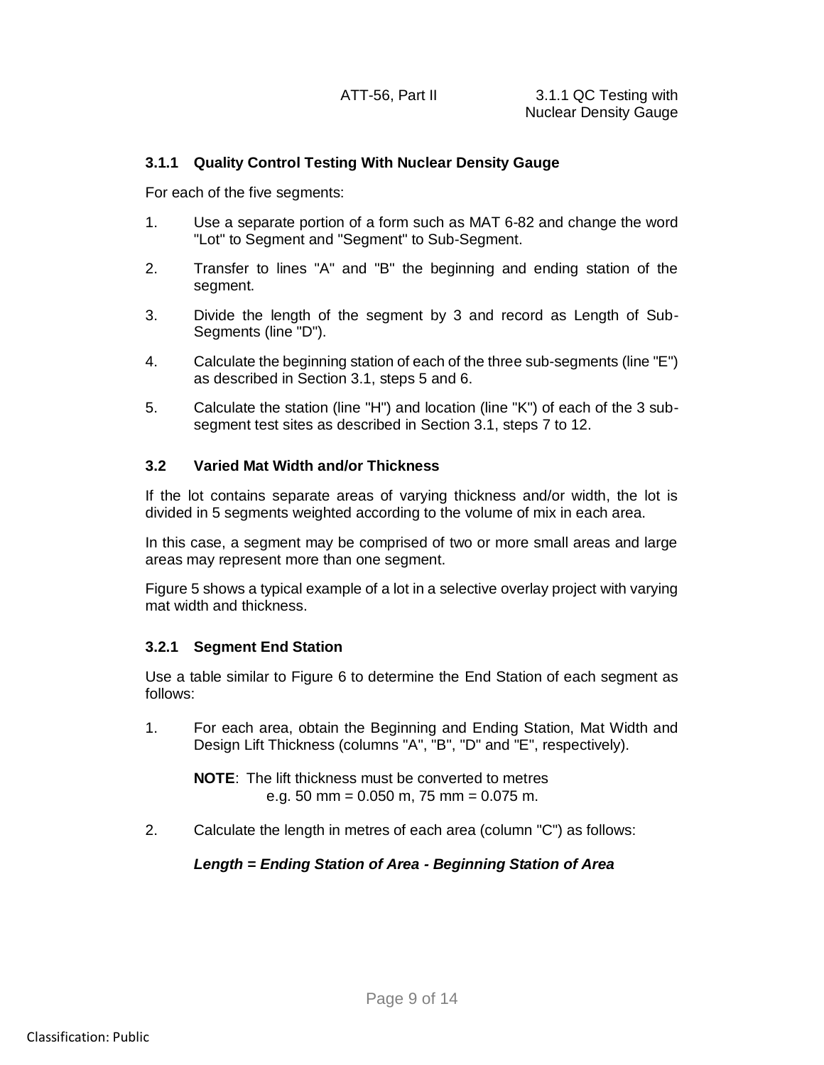### 3.1.1 Quality Control Testing With Nuclear Density Gauge

For each of the five segments:

1. Use a separate portion of a form such as MAT 6-82 and change the word "Lot" to Segment and "Segment" to Sub-Segment.
2. Transfer to lines "A" and "B" the beginning and ending station of the segment.
3. Divide the length of the segment by 3 and record as Length of Sub-Segments (line "D").
4. Calculate the beginning station of each of the three sub-segments (line "E") as described in Section 3.1, steps 5 and 6.
5. Calculate the station (line "H") and location (line "K") of each of the 3 sub-segment test sites as described in Section 3.1, steps 7 to 12.

### 3.2 Varied Mat Width and/or Thickness

If the lot contains separate areas of varying thickness and/or width, the lot is divided in 5 segments weighted according to the volume of mix in each area.

In this case, a segment may be comprised of two or more small areas and large areas may represent more than one segment.

Figure 5 shows a typical example of a lot in a selective overlay project with varying mat width and thickness.

### 3.2.1 Segment End Station

Use a table similar to Figure 6 to determine the End Station of each segment as follows:

1. For each area, obtain the Beginning and Ending Station, Mat Width and Design Lift Thickness (columns "A", "B", "D" and "E", respectively).

   **NOTE**: The lift thickness must be converted to metres
   e.g. 50 mm = 0.050 m, 75 mm = 0.075 m.

2. Calculate the length in metres of each area (column "C") as follows:

   ***Length = Ending Station of Area - Beginning Station of Area***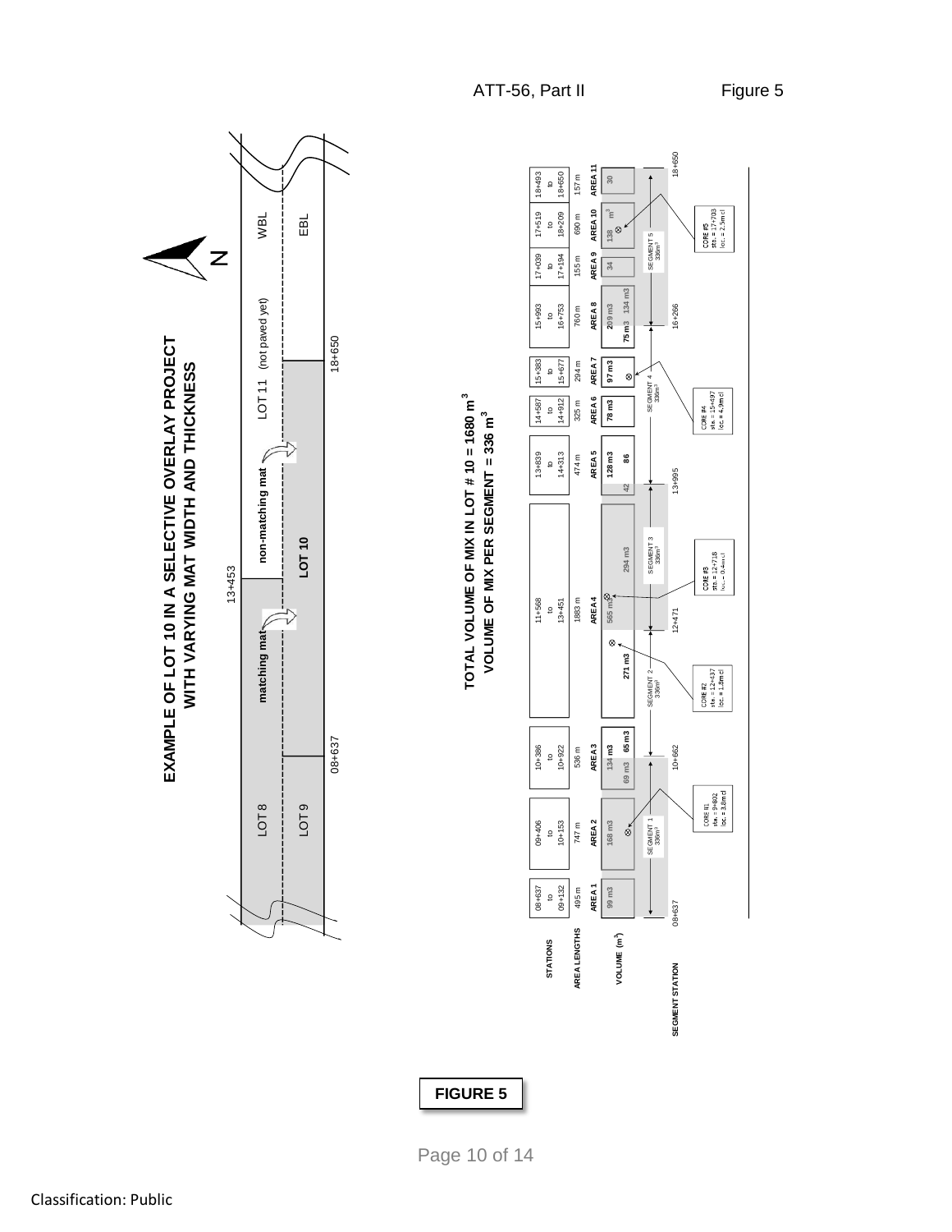ATT-56, Part II Figure 5

## EXAMPLE OF LOT 10 IN A SELECTIVE OVERLAY PROJECT WITH VARYING MAT WIDTH AND THICKNESS

N

| | 08+637 | | 13+453 | | 18+650 | |
|---|---|---|---|---|---|---|
| WBL | LOT 8 | matching mat | | non-matching mat | LOT 11 (not paved yet) | WBL |
| EBL | LOT 9 | | LOT 10 | | | EBL |

### TOTAL VOLUME OF MIX IN LOT # 10 = 1680 $m^3$
### VOLUME OF MIX PER SEGMENT = 336 $m^3$

| | AREA 1 | AREA 2 | AREA 3 | AREA 4 | AREA 5 | AREA 6 | AREA 7 | AREA 8 | AREA 9 | AREA 10 | AREA 11 |
|---|---|---|---|---|---|---|---|---|---|---|---|
| STATIONS | 08+637 to 09+132 | 09+406 to 10+153 | 10+386 to 10+922 | 11+568 to 13+451 | 13+839 to 14+313 | 14+587 to 14+912 | 15+383 to 15+677 | 15+993 to 16+753 | 17+039 to 17+194 | 17+519 to 18+209 | 18+493 to 18+650 |
| AREA LENGTHS | 495 m | 747 m | 536 m | 1883 m | 474 m | 325 m | 294 m | 760 m | 155 m | 690 m | 157 m |
| VOLUME ($m^3$) | 99 m3 | 168 m3 | 134 m3 / 69 m3 / 65 m3 | 271 m3 / 565 m3 / 294 m3 | 128 m3 / 42 / 86 | 78 m3 | 97 m3 | 209 m3 / 75 m3 / 134 m3 | 34 | 138 $m^3$ | 30 |

SEGMENT STATION: 08+637 — SEGMENT 1 336$m^3$ — 10+662 — SEGMENT 2 336$m^3$ — 12+471 — SEGMENT 3 336$m^3$ — 13+995 — SEGMENT 4 336$m^3$ — 16+266 — SEGMENT 5 336$m^3$ — 18+650

CORE #1 sta. = 9+802 loc. = 3.0m cl

CORE #2 sta. = 12+437 loc. = 1.8m cl

CORE #3 sta. = 12+718 loc. = 0.4m cl

CORE #4 sta. = 15+497 loc. = 4.9m cl

CORE #5 sta. = 17+703 loc. = 2.3m cl

**FIGURE 5**

Classification: Public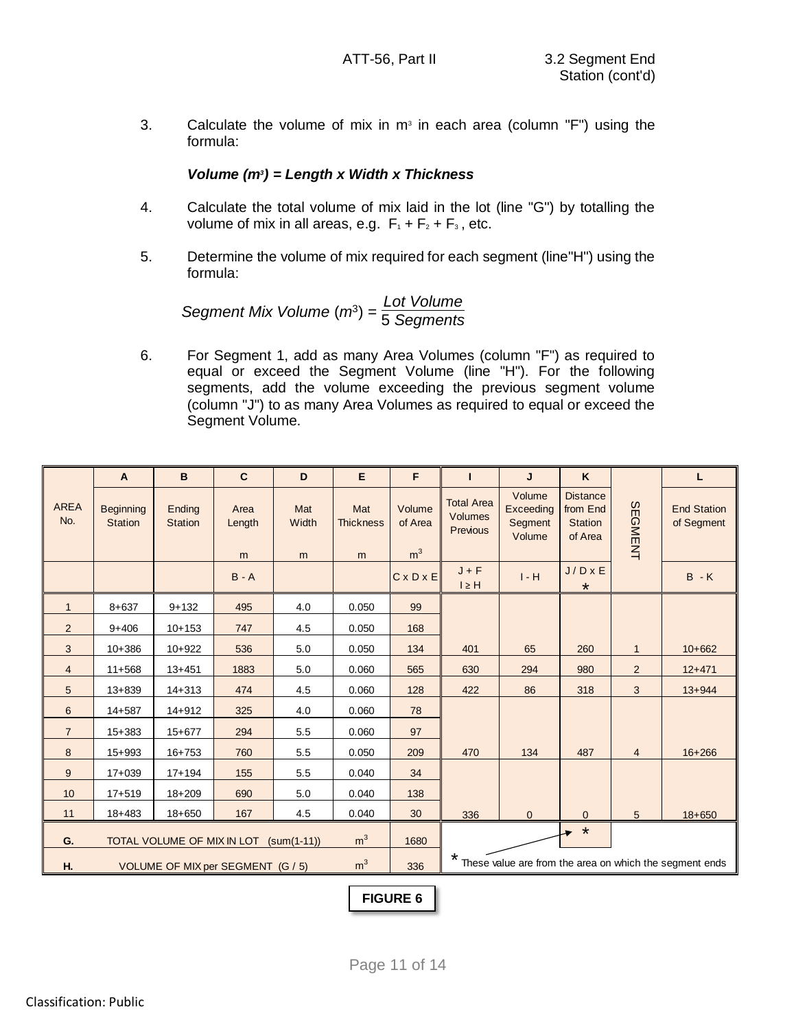3. Calculate the volume of mix in $m^3$ in each area (column "F") using the formula:

   ***Volume ($m^3$) = Length x Width x Thickness***

4. Calculate the total volume of mix laid in the lot (line "G") by totalling the volume of mix in all areas, e.g. $F_1 + F_2 + F_3$, etc.

5. Determine the volume of mix required for each segment (line"H") using the formula:

$$\text{Segment Mix Volume } (m^3) = \frac{\text{Lot Volume}}{5 \text{ Segments}}$$

6. For Segment 1, add as many Area Volumes (column "F") as required to equal or exceed the Segment Volume (line "H"). For the following segments, add the volume exceeding the previous segment volume (column "J") to as many Area Volumes as required to equal or exceed the Segment Volume.

| | A | B | C | D | E | F | I | J | K | | L |
|---|---|---|---|---|---|---|---|---|---|---|---|
| AREA No. | Beginning Station | Ending Station | Area Length m | Mat Width m | Mat Thickness m | Volume of Area $m^3$ | Total Area Volumes Previous | Volume Exceeding Segment Volume | Distance from End Station of Area | SEGMENT | End Station of Segment |
| | | | B - A | | | C x D x E | J + F I ≥ H | I - H | J / D x E * | | B - K |
| 1 | 8+637 | 9+132 | 495 | 4.0 | 0.050 | 99 | | | | | |
| 2 | 9+406 | 10+153 | 747 | 4.5 | 0.050 | 168 | | | | | |
| 3 | 10+386 | 10+922 | 536 | 5.0 | 0.050 | 134 | 401 | 65 | 260 | 1 | 10+662 |
| 4 | 11+568 | 13+451 | 1883 | 5.0 | 0.060 | 565 | 630 | 294 | 980 | 2 | 12+471 |
| 5 | 13+839 | 14+313 | 474 | 4.5 | 0.060 | 128 | 422 | 86 | 318 | 3 | 13+944 |
| 6 | 14+587 | 14+912 | 325 | 4.0 | 0.060 | 78 | | | | | |
| 7 | 15+383 | 15+677 | 294 | 5.5 | 0.060 | 97 | | | | | |
| 8 | 15+993 | 16+753 | 760 | 5.5 | 0.050 | 209 | 470 | 134 | 487 | 4 | 16+266 |
| 9 | 17+039 | 17+194 | 155 | 5.5 | 0.040 | 34 | | | | | |
| 10 | 17+519 | 18+209 | 690 | 5.0 | 0.040 | 138 | | | | | |
| 11 | 18+483 | 18+650 | 167 | 4.5 | 0.040 | 30 | 336 | 0 | 0 | 5 | 18+650 |
| G. | TOTAL VOLUME OF MIX IN LOT (sum(1-11)) | | | | $m^3$ | 1680 | | | * | | |
| H. | VOLUME OF MIX per SEGMENT (G / 5) | | | | $m^3$ | 336 | * These value are from the area on which the segment ends | | | | |

**FIGURE 6**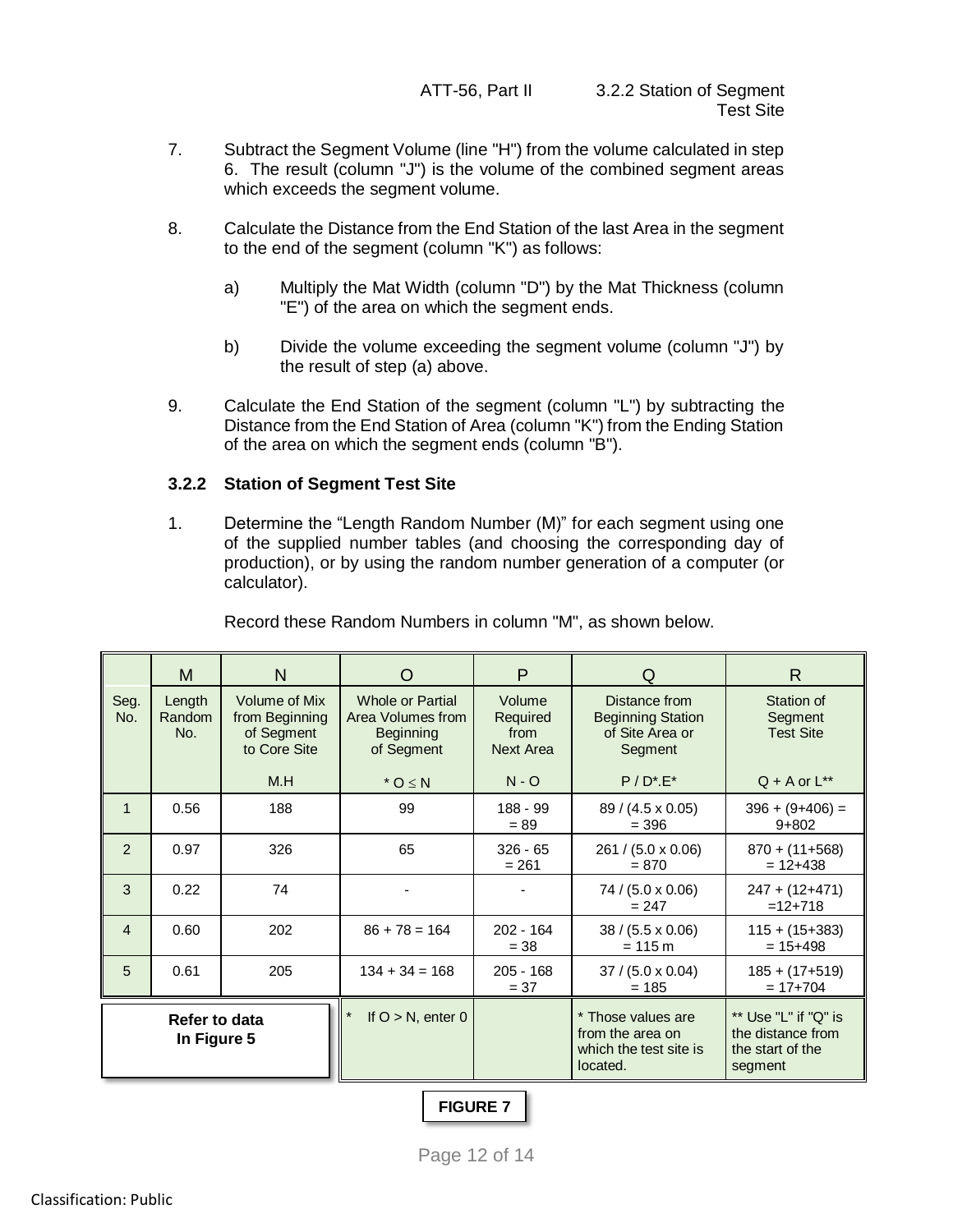7. Subtract the Segment Volume (line "H") from the volume calculated in step 6. The result (column "J") is the volume of the combined segment areas which exceeds the segment volume.

8. Calculate the Distance from the End Station of the last Area in the segment to the end of the segment (column "K") as follows:

   a) Multiply the Mat Width (column "D") by the Mat Thickness (column "E") of the area on which the segment ends.

   b) Divide the volume exceeding the segment volume (column "J") by the result of step (a) above.

9. Calculate the End Station of the segment (column "L") by subtracting the Distance from the End Station of Area (column "K") from the Ending Station of the area on which the segment ends (column "B").

### 3.2.2 Station of Segment Test Site

1. Determine the "Length Random Number (M)" for each segment using one of the supplied number tables (and choosing the corresponding day of production), or by using the random number generation of a computer (or calculator).

   Record these Random Numbers in column "M", as shown below.

| | M | N | O | P | Q | R |
|---|---|---|---|---|---|---|
| Seg. No. | Length Random No. | Volume of Mix from Beginning of Segment to Core Site<br>M.H | Whole or Partial Area Volumes from Beginning of Segment<br>* O ≤ N | Volume Required from Next Area<br>N - O | Distance from Beginning Station of Site Area or Segment<br>P / D*.E* | Station of Segment Test Site<br>Q + A or L** |
| 1 | 0.56 | 188 | 99 | 188 - 99 = 89 | 89 / (4.5 x 0.05) = 396 | 396 + (9+406) = 9+802 |
| 2 | 0.97 | 326 | 65 | 326 - 65 = 261 | 261 / (5.0 x 0.06) = 870 | 870 + (11+568) = 12+438 |
| 3 | 0.22 | 74 | - | - | 74 / (5.0 x 0.06) = 247 | 247 + (12+471) =12+718 |
| 4 | 0.60 | 202 | 86 + 78 = 164 | 202 - 164 = 38 | 38 / (5.5 x 0.06) = 115 m | 115 + (15+383) = 15+498 |
| 5 | 0.61 | 205 | 134 + 34 = 168 | 205 - 168 = 37 | 37 / (5.0 x 0.04) = 185 | 185 + (17+519) = 17+704 |
| **Refer to data In Figure 5** | | | * If O > N, enter 0 | | * Those values are from the area on which the test site is located. | ** Use "L" if "Q" is the distance from the start of the segment |

**FIGURE 7**

Classification: Public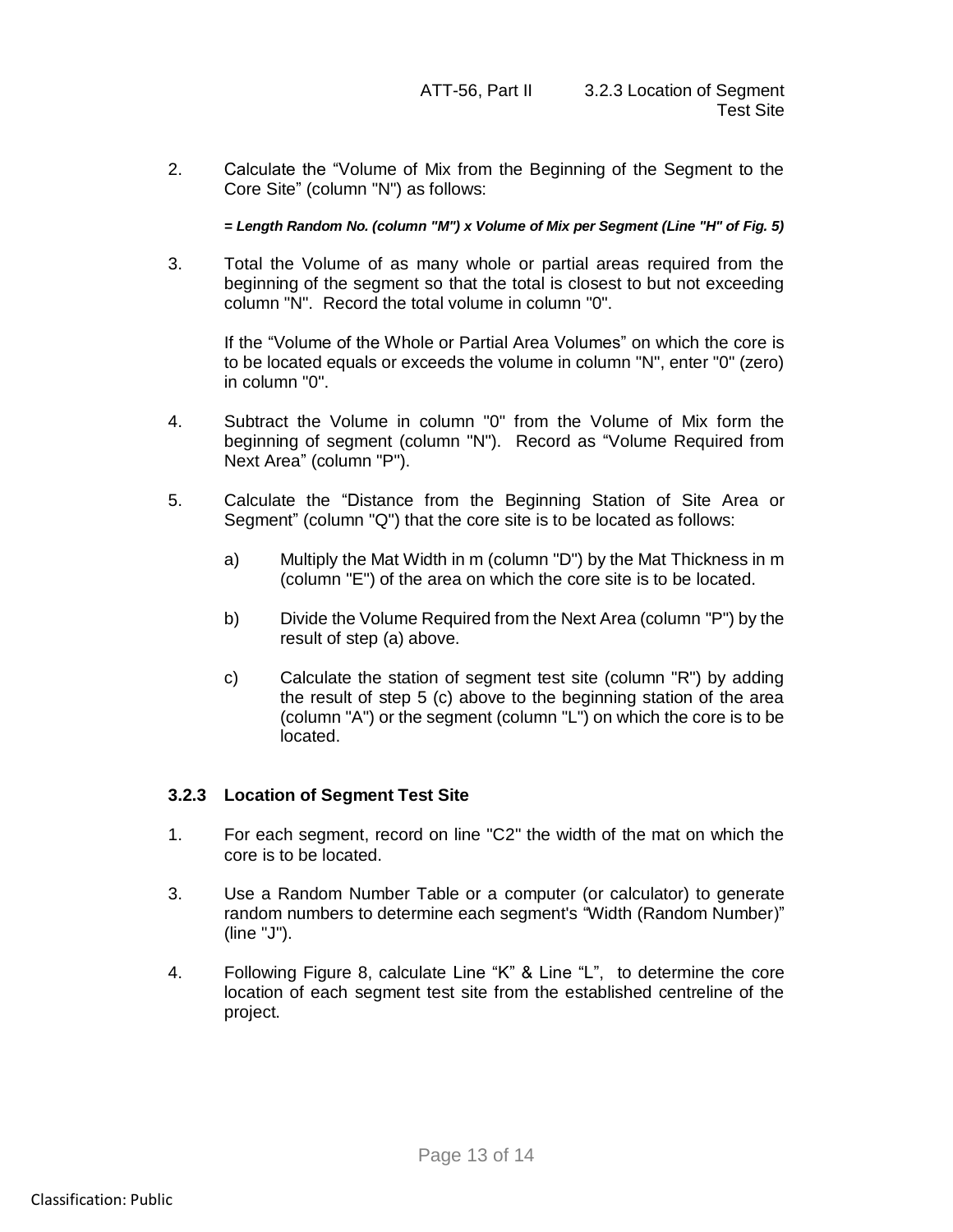2. Calculate the “Volume of Mix from the Beginning of the Segment to the Core Site” (column "N") as follows:

   ***= Length Random No. (column "M") x Volume of Mix per Segment (Line "H" of Fig. 5)***

3. Total the Volume of as many whole or partial areas required from the beginning of the segment so that the total is closest to but not exceeding column "N". Record the total volume in column "0".

   If the “Volume of the Whole or Partial Area Volumes” on which the core is to be located equals or exceeds the volume in column "N", enter "0" (zero) in column "0".

4. Subtract the Volume in column "0" from the Volume of Mix form the beginning of segment (column "N"). Record as “Volume Required from Next Area” (column "P").

5. Calculate the “Distance from the Beginning Station of Site Area or Segment” (column "Q") that the core site is to be located as follows:

   a) Multiply the Mat Width in m (column "D") by the Mat Thickness in m (column "E") of the area on which the core site is to be located.

   b) Divide the Volume Required from the Next Area (column "P") by the result of step (a) above.

   c) Calculate the station of segment test site (column "R") by adding the result of step 5 (c) above to the beginning station of the area (column "A") or the segment (column "L") on which the core is to be located.

### 3.2.3 Location of Segment Test Site

1. For each segment, record on line "C2" the width of the mat on which the core is to be located.

3. Use a Random Number Table or a computer (or calculator) to generate random numbers to determine each segment's “Width (Random Number)” (line "J").

4. Following Figure 8, calculate Line “K” & Line “L”, to determine the core location of each segment test site from the established centreline of the project.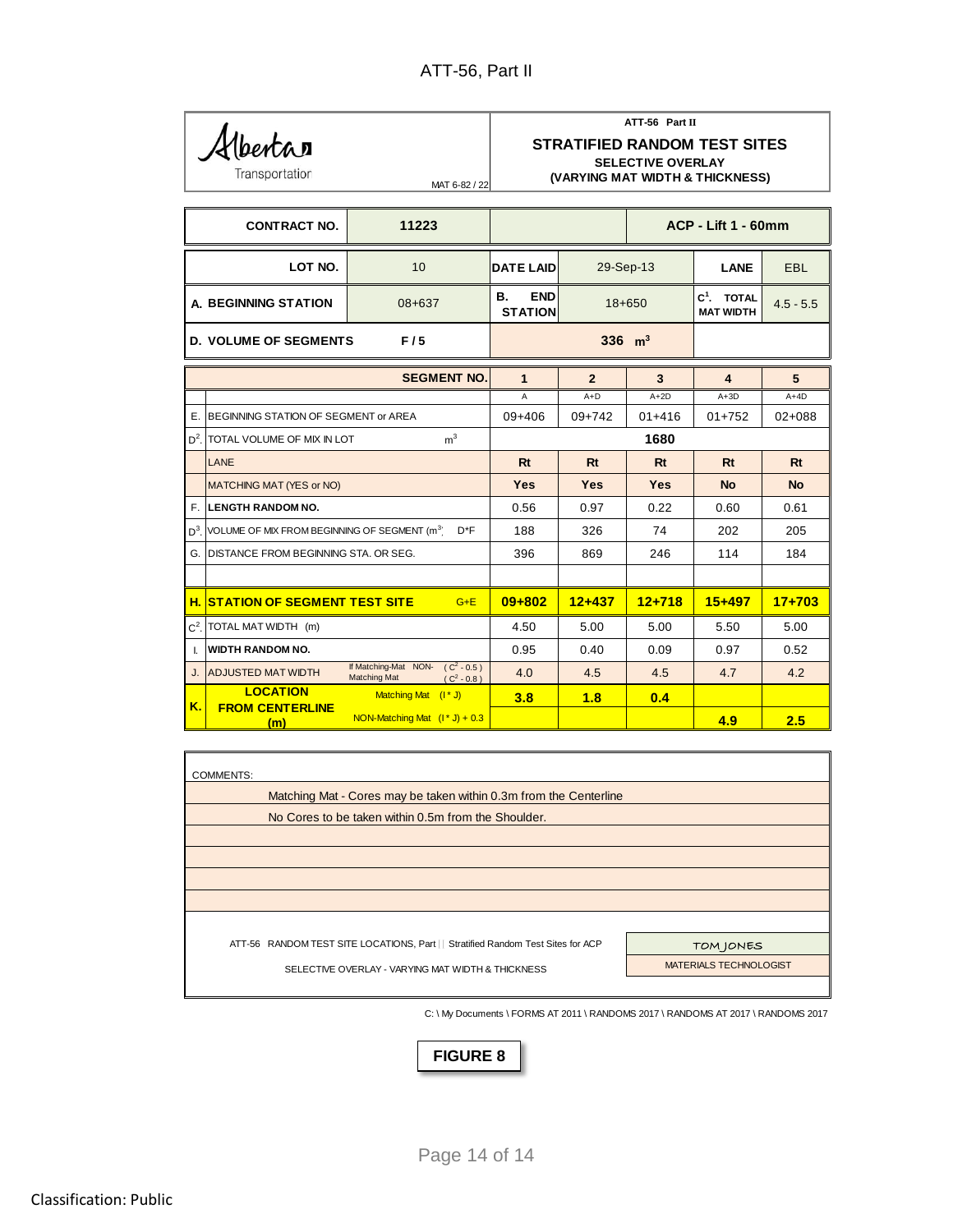# ATT-56, Part II

Alberta Transportation

MAT 6-82 / 22

**ATT-56 Part II**

## STRATIFIED RANDOM TEST SITES
### SELECTIVE OVERLAY
### (VARYING MAT WIDTH & THICKNESS)

| | | | | | |
|---|---|---|---|---|---|
| **CONTRACT NO.** | **11223** | | **ACP - Lift 1 - 60mm** | | |
| **LOT NO.** | 10 | **DATE LAID** | 29-Sep-13 | **LANE** | EBL |
| **A. BEGINNING STATION** | 08+637 | **B. END STATION** | 18+650 | **$C^1$. TOTAL MAT WIDTH** | 4.5 - 5.5 |
| **D. VOLUME OF SEGMENTS** | **F / 5** | **336 $m^3$** | | | |

| | | | **SEGMENT NO.** | **1** | **2** | **3** | **4** | **5** |
|---|---|---|---|---|---|---|---|---|
| | | | | A | A+D | A+2D | A+3D | A+4D |
| E. | BEGINNING STATION OF SEGMENT or AREA | | | 09+406 | 09+742 | 01+416 | 01+752 | 02+088 |
| $D^2$. | TOTAL VOLUME OF MIX IN LOT | | $m^3$ | **1680** | | | | |
| | LANE | | | **Rt** | **Rt** | **Rt** | **Rt** | **Rt** |
| | MATCHING MAT (YES or NO) | | | **Yes** | **Yes** | **Yes** | **No** | **No** |
| F. | **LENGTH RANDOM NO.** | | | 0.56 | 0.97 | 0.22 | 0.60 | 0.61 |
| $D^3$. | VOLUME OF MIX FROM BEGINNING OF SEGMENT ($m^3$) | | D*F | 188 | 326 | 74 | 202 | 205 |
| G. | DISTANCE FROM BEGINNING STA. OR SEG. | | | 396 | 869 | 246 | 114 | 184 |
| | | | | | | | | |
| **H.** | **STATION OF SEGMENT TEST SITE** | | G+E | **09+802** | **12+437** | **12+718** | **15+497** | **17+703** |
| $C^2$. | TOTAL MAT WIDTH (m) | | | 4.50 | 5.00 | 5.00 | 5.50 | 5.00 |
| I. | **WIDTH RANDOM NO.** | | | 0.95 | 0.40 | 0.09 | 0.97 | 0.52 |
| J. | ADJUSTED MAT WIDTH | If Matching-Mat NON-Matching Mat | ($C^2$ - 0.5) ($C^2$ - 0.8) | 4.0 | 4.5 | 4.5 | 4.7 | 4.2 |
| **K.** | **LOCATION FROM CENTERLINE (m)** | Matching Mat | (I * J) | **3.8** | **1.8** | **0.4** | | |
| | | NON-Matching Mat | (I * J) + 0.3 | | | | **4.9** | **2.5** |

COMMENTS:

Matching Mat - Cores may be taken within 0.3m from the Centerline

No Cores to be taken within 0.5m from the Shoulder.

ATT-56 RANDOM TEST SITE LOCATIONS, Part II Stratified Random Test Sites for ACP

SELECTIVE OVERLAY - VARYING MAT WIDTH & THICKNESS

TOM JONES

MATERIALS TECHNOLOGIST

C: \ My Documents \ FORMS AT 2011 \ RANDOMS 2017 \ RANDOMS AT 2017 \ RANDOMS 2017

**FIGURE 8**

Classification: Public